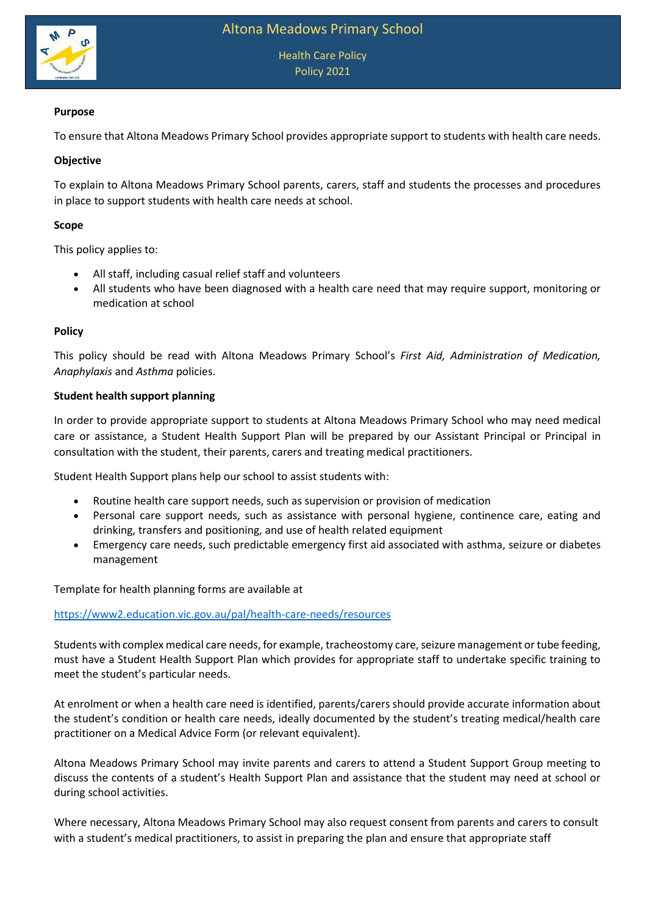# Altona Meadows Primary School

## Health Care Policy

## Policy 2021

**Purpose**

To ensure that Altona Meadows Primary School provides appropriate support to students with health care needs.

**Objective**

To explain to Altona Meadows Primary School parents, carers, staff and students the processes and procedures in place to support students with health care needs at school.

**Scope**

This policy applies to:

- All staff, including casual relief staff and volunteers
- All students who have been diagnosed with a health care need that may require support, monitoring or medication at school

**Policy**

This policy should be read with Altona Meadows Primary School's *First Aid, Administration of Medication, Anaphylaxis* and *Asthma* policies.

**Student health support planning**

In order to provide appropriate support to students at Altona Meadows Primary School who may need medical care or assistance, a Student Health Support Plan will be prepared by our Assistant Principal or Principal in consultation with the student, their parents, carers and treating medical practitioners.

Student Health Support plans help our school to assist students with:

- Routine health care support needs, such as supervision or provision of medication
- Personal care support needs, such as assistance with personal hygiene, continence care, eating and drinking, transfers and positioning, and use of health related equipment
- Emergency care needs, such predictable emergency first aid associated with asthma, seizure or diabetes management

Template for health planning forms are available at

[https://www2.education.vic.gov.au/pal/health-care-needs/resources](https://www2.education.vic.gov.au/pal/health-care-needs/resources)

Students with complex medical care needs, for example, tracheostomy care, seizure management or tube feeding, must have a Student Health Support Plan which provides for appropriate staff to undertake specific training to meet the student's particular needs.

At enrolment or when a health care need is identified, parents/carers should provide accurate information about the student's condition or health care needs, ideally documented by the student's treating medical/health care practitioner on a Medical Advice Form (or relevant equivalent).

Altona Meadows Primary School may invite parents and carers to attend a Student Support Group meeting to discuss the contents of a student's Health Support Plan and assistance that the student may need at school or during school activities.

Where necessary, Altona Meadows Primary School may also request consent from parents and carers to consult with a student's medical practitioners, to assist in preparing the plan and ensure that appropriate staff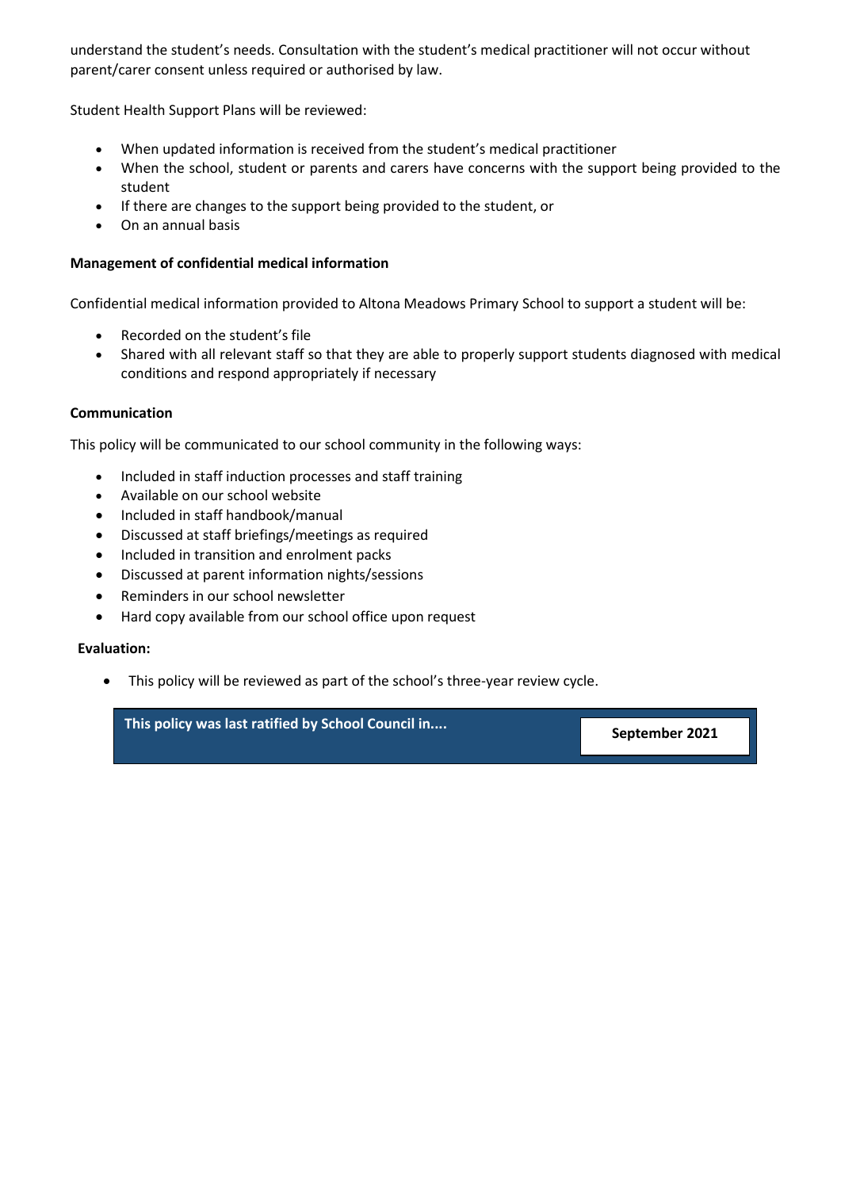understand the student's needs. Consultation with the student's medical practitioner will not occur without parent/carer consent unless required or authorised by law.

Student Health Support Plans will be reviewed:

- When updated information is received from the student's medical practitioner
- When the school, student or parents and carers have concerns with the support being provided to the student
- If there are changes to the support being provided to the student, or
- On an annual basis

**Management of confidential medical information**

Confidential medical information provided to Altona Meadows Primary School to support a student will be:

- Recorded on the student's file
- Shared with all relevant staff so that they are able to properly support students diagnosed with medical conditions and respond appropriately if necessary

**Communication**

This policy will be communicated to our school community in the following ways:

- Included in staff induction processes and staff training
- Available on our school website
- Included in staff handbook/manual
- Discussed at staff briefings/meetings as required
- Included in transition and enrolment packs
- Discussed at parent information nights/sessions
- Reminders in our school newsletter
- Hard copy available from our school office upon request

**Evaluation:**

- This policy will be reviewed as part of the school's three-year review cycle.

| | |
|---|---|
| **This policy was last ratified by School Council in....** | **September 2021** |